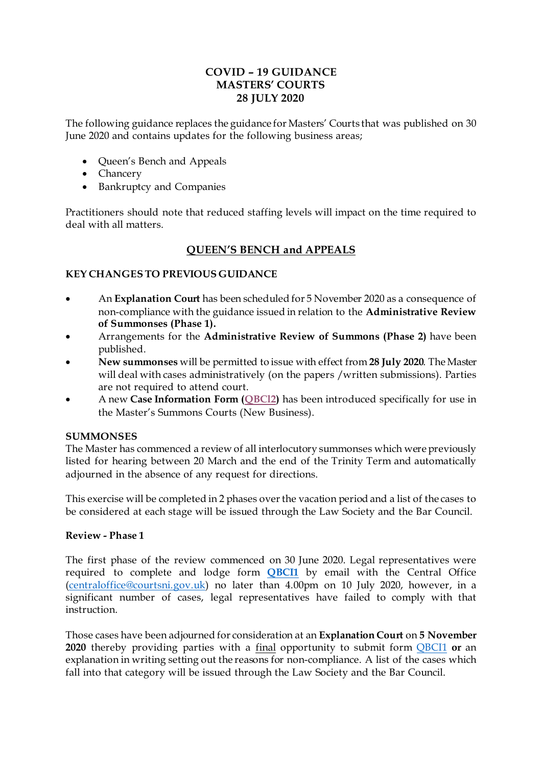# COVID – 19 GUIDANCE
# MASTERS' COURTS
# 28 JULY 2020

The following guidance replaces the guidance for Masters' Courts that was published on 30 June 2020 and contains updates for the following business areas;

- Queen's Bench and Appeals
- Chancery
- Bankruptcy and Companies

Practitioners should note that reduced staffing levels will impact on the time required to deal with all matters.

## QUEEN'S BENCH and APPEALS

### KEY CHANGES TO PREVIOUS GUIDANCE

- An **Explanation Court** has been scheduled for 5 November 2020 as a consequence of non-compliance with the guidance issued in relation to the **Administrative Review of Summonses (Phase 1).**
- Arrangements for the **Administrative Review of Summons (Phase 2)** have been published.
- **New summonses** will be permitted to issue with effect from **28 July 2020**. The Master will deal with cases administratively (on the papers /written submissions). Parties are not required to attend court.
- A new **Case Information Form (QBCI2)** has been introduced specifically for use in the Master's Summons Courts (New Business).

### SUMMONSES

The Master has commenced a review of all interlocutory summonses which were previously listed for hearing between 20 March and the end of the Trinity Term and automatically adjourned in the absence of any request for directions.

This exercise will be completed in 2 phases over the vacation period and a list of the cases to be considered at each stage will be issued through the Law Society and the Bar Council.

### Review - Phase 1

The first phase of the review commenced on 30 June 2020. Legal representatives were required to complete and lodge form **QBCI1** by email with the Central Office (centraloffice@courtsni.gov.uk) no later than 4.00pm on 10 July 2020, however, in a significant number of cases, legal representatives have failed to comply with that instruction.

Those cases have been adjourned for consideration at an **Explanation Court** on **5 November 2020** thereby providing parties with a final opportunity to submit form QBCI1 **or** an explanation in writing setting out the reasons for non-compliance. A list of the cases which fall into that category will be issued through the Law Society and the Bar Council.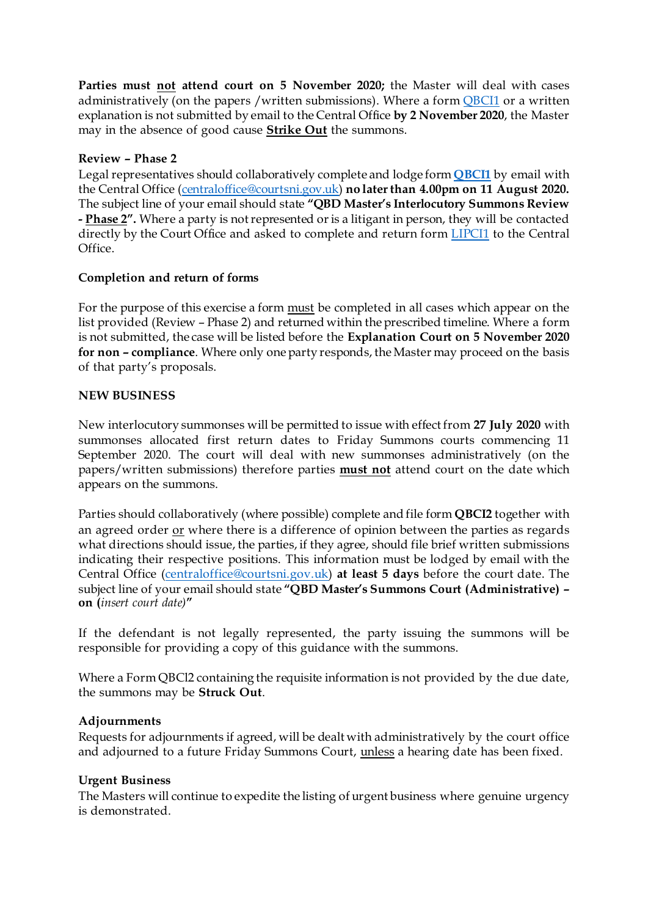**Parties must not attend court on 5 November 2020;** the Master will deal with cases administratively (on the papers /written submissions). Where a form QBCI1 or a written explanation is not submitted by email to the Central Office **by 2 November 2020**, the Master may in the absence of good cause **Strike Out** the summons.

**Review – Phase 2**
Legal representatives should collaboratively complete and lodge form **QBCI1** by email with the Central Office (centraloffice@courtsni.gov.uk) **no later than 4.00pm on 11 August 2020.** The subject line of your email should state **"QBD Master's Interlocutory Summons Review - Phase 2".** Where a party is not represented or is a litigant in person, they will be contacted directly by the Court Office and asked to complete and return form LIPCI1 to the Central Office.

**Completion and return of forms**

For the purpose of this exercise a form must be completed in all cases which appear on the list provided (Review – Phase 2) and returned within the prescribed timeline. Where a form is not submitted, the case will be listed before the **Explanation Court on 5 November 2020 for non – compliance**. Where only one party responds, the Master may proceed on the basis of that party's proposals.

**NEW BUSINESS**

New interlocutory summonses will be permitted to issue with effect from **27 July 2020** with summonses allocated first return dates to Friday Summons courts commencing 11 September 2020. The court will deal with new summonses administratively (on the papers/written submissions) therefore parties **must not** attend court on the date which appears on the summons.

Parties should collaboratively (where possible) complete and file form **QBCI2** together with an agreed order or where there is a difference of opinion between the parties as regards what directions should issue, the parties, if they agree, should file brief written submissions indicating their respective positions. This information must be lodged by email with the Central Office (centraloffice@courtsni.gov.uk) **at least 5 days** before the court date. The subject line of your email should state **"QBD Master's Summons Court (Administrative) – on (***insert court date)***"**

If the defendant is not legally represented, the party issuing the summons will be responsible for providing a copy of this guidance with the summons.

Where a Form QBCI2 containing the requisite information is not provided by the due date, the summons may be **Struck Out**.

**Adjournments**
Requests for adjournments if agreed, will be dealt with administratively by the court office and adjourned to a future Friday Summons Court, unless a hearing date has been fixed.

**Urgent Business**
The Masters will continue to expedite the listing of urgent business where genuine urgency is demonstrated.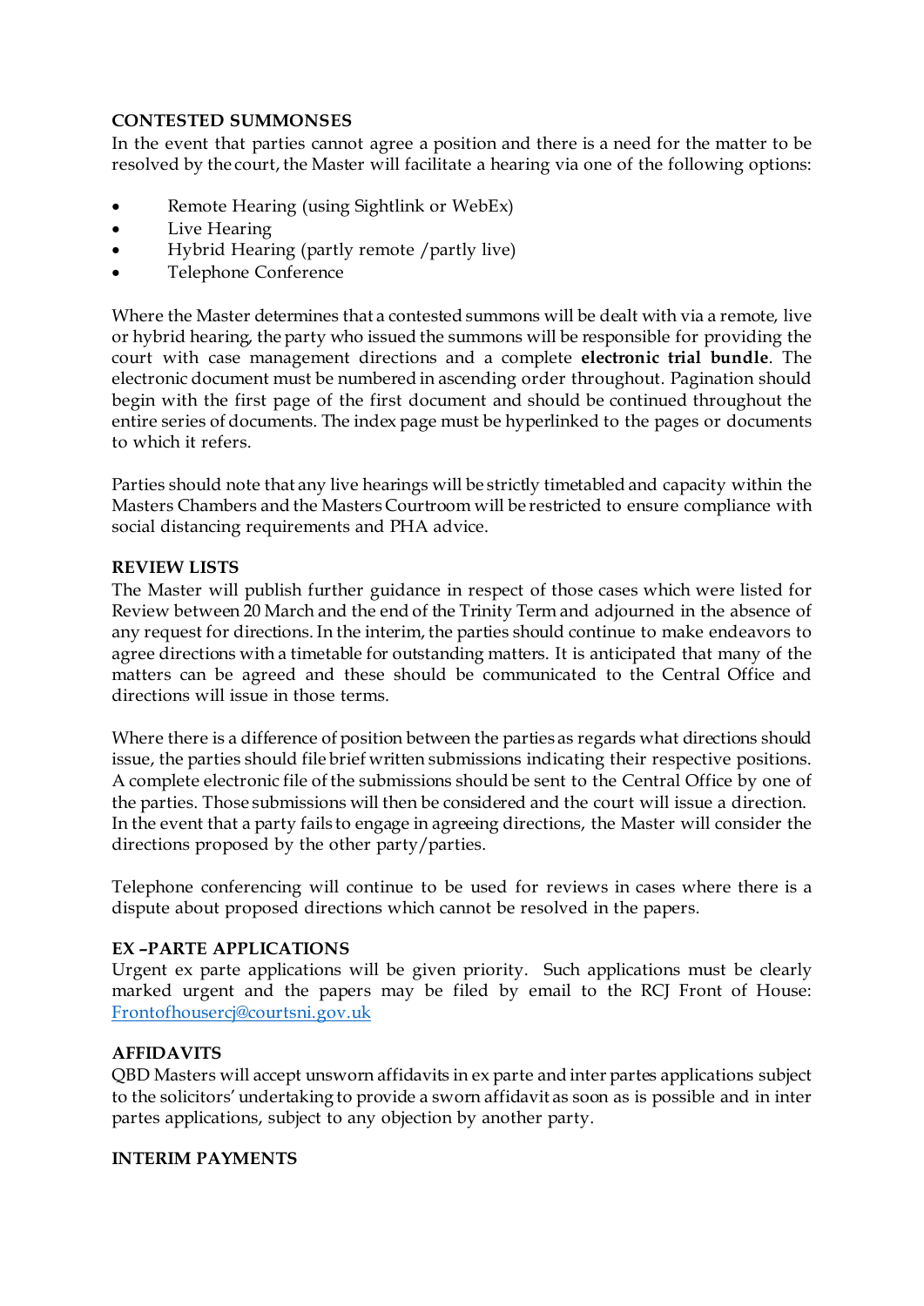**CONTESTED SUMMONSES**

In the event that parties cannot agree a position and there is a need for the matter to be resolved by the court, the Master will facilitate a hearing via one of the following options:

- Remote Hearing (using Sightlink or WebEx)
- Live Hearing
- Hybrid Hearing (partly remote /partly live)
- Telephone Conference

Where the Master determines that a contested summons will be dealt with via a remote, live or hybrid hearing, the party who issued the summons will be responsible for providing the court with case management directions and a complete **electronic trial bundle**. The electronic document must be numbered in ascending order throughout. Pagination should begin with the first page of the first document and should be continued throughout the entire series of documents. The index page must be hyperlinked to the pages or documents to which it refers.

Parties should note that any live hearings will be strictly timetabled and capacity within the Masters Chambers and the Masters Courtroom will be restricted to ensure compliance with social distancing requirements and PHA advice.

**REVIEW LISTS**

The Master will publish further guidance in respect of those cases which were listed for Review between 20 March and the end of the Trinity Term and adjourned in the absence of any request for directions. In the interim, the parties should continue to make endeavors to agree directions with a timetable for outstanding matters. It is anticipated that many of the matters can be agreed and these should be communicated to the Central Office and directions will issue in those terms.

Where there is a difference of position between the parties as regards what directions should issue, the parties should file brief written submissions indicating their respective positions. A complete electronic file of the submissions should be sent to the Central Office by one of the parties. Those submissions will then be considered and the court will issue a direction. In the event that a party fails to engage in agreeing directions, the Master will consider the directions proposed by the other party/parties.

Telephone conferencing will continue to be used for reviews in cases where there is a dispute about proposed directions which cannot be resolved in the papers.

**EX –PARTE APPLICATIONS**

Urgent ex parte applications will be given priority. Such applications must be clearly marked urgent and the papers may be filed by email to the RCJ Front of House: [Frontofhousercj@courtsni.gov.uk](mailto:Frontofhousercj@courtsni.gov.uk)

**AFFIDAVITS**

QBD Masters will accept unsworn affidavits in ex parte and inter partes applications subject to the solicitors' undertaking to provide a sworn affidavit as soon as is possible and in inter partes applications, subject to any objection by another party.

**INTERIM PAYMENTS**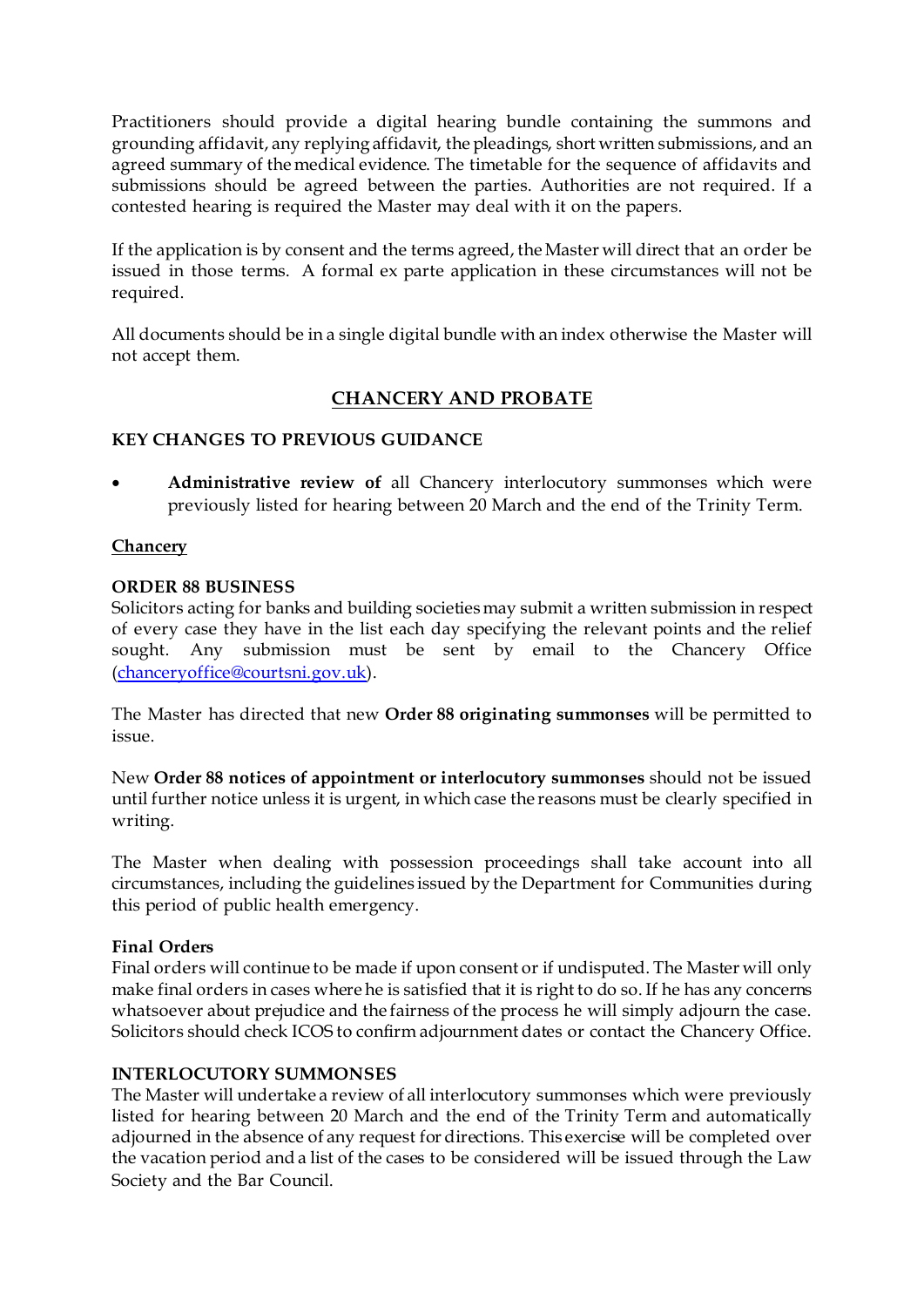Practitioners should provide a digital hearing bundle containing the summons and grounding affidavit, any replying affidavit, the pleadings, short written submissions, and an agreed summary of the medical evidence. The timetable for the sequence of affidavits and submissions should be agreed between the parties. Authorities are not required. If a contested hearing is required the Master may deal with it on the papers.

If the application is by consent and the terms agreed, the Master will direct that an order be issued in those terms. A formal ex parte application in these circumstances will not be required.

All documents should be in a single digital bundle with an index otherwise the Master will not accept them.

## CHANCERY AND PROBATE

### KEY CHANGES TO PREVIOUS GUIDANCE

- **Administrative review of** all Chancery interlocutory summonses which were previously listed for hearing between 20 March and the end of the Trinity Term.

### Chancery

**ORDER 88 BUSINESS**

Solicitors acting for banks and building societies may submit a written submission in respect of every case they have in the list each day specifying the relevant points and the relief sought. Any submission must be sent by email to the Chancery Office (chanceryoffice@courtsni.gov.uk).

The Master has directed that new **Order 88 originating summonses** will be permitted to issue.

New **Order 88 notices of appointment or interlocutory summonses** should not be issued until further notice unless it is urgent, in which case the reasons must be clearly specified in writing.

The Master when dealing with possession proceedings shall take account into all circumstances, including the guidelines issued by the Department for Communities during this period of public health emergency.

**Final Orders**

Final orders will continue to be made if upon consent or if undisputed. The Master will only make final orders in cases where he is satisfied that it is right to do so. If he has any concerns whatsoever about prejudice and the fairness of the process he will simply adjourn the case. Solicitors should check ICOS to confirm adjournment dates or contact the Chancery Office.

**INTERLOCUTORY SUMMONSES**

The Master will undertake a review of all interlocutory summonses which were previously listed for hearing between 20 March and the end of the Trinity Term and automatically adjourned in the absence of any request for directions. This exercise will be completed over the vacation period and a list of the cases to be considered will be issued through the Law Society and the Bar Council.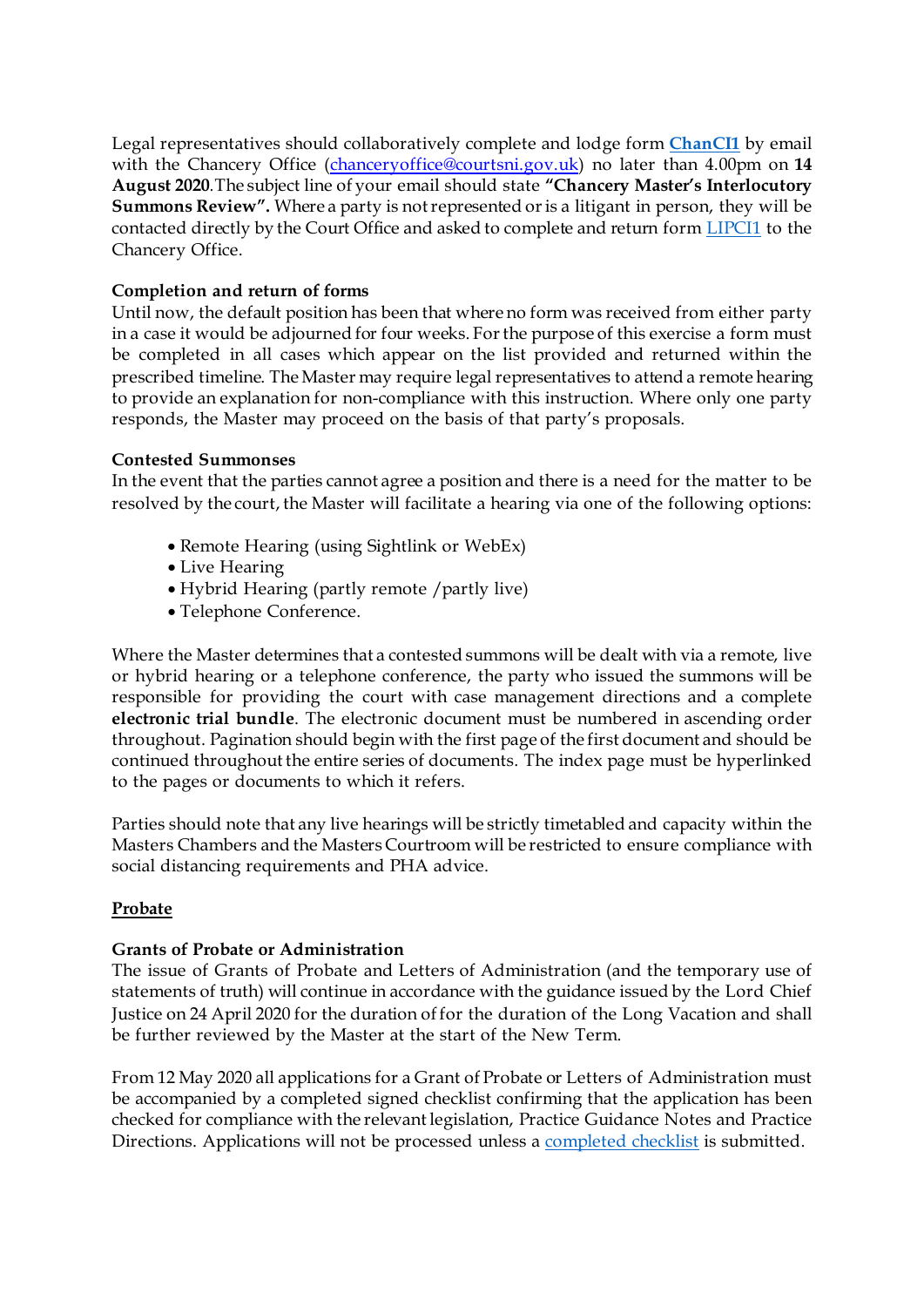Legal representatives should collaboratively complete and lodge form **ChanCI1** by email with the Chancery Office (chanceryoffice@courtsni.gov.uk) no later than 4.00pm on **14 August 2020**. The subject line of your email should state **"Chancery Master's Interlocutory Summons Review".** Where a party is not represented or is a litigant in person, they will be contacted directly by the Court Office and asked to complete and return form LIPCI1 to the Chancery Office.

**Completion and return of forms**
Until now, the default position has been that where no form was received from either party in a case it would be adjourned for four weeks. For the purpose of this exercise a form must be completed in all cases which appear on the list provided and returned within the prescribed timeline. The Master may require legal representatives to attend a remote hearing to provide an explanation for non-compliance with this instruction. Where only one party responds, the Master may proceed on the basis of that party's proposals.

**Contested Summonses**
In the event that the parties cannot agree a position and there is a need for the matter to be resolved by the court, the Master will facilitate a hearing via one of the following options:

- Remote Hearing (using Sightlink or WebEx)
- Live Hearing
- Hybrid Hearing (partly remote /partly live)
- Telephone Conference.

Where the Master determines that a contested summons will be dealt with via a remote, live or hybrid hearing or a telephone conference, the party who issued the summons will be responsible for providing the court with case management directions and a complete **electronic trial bundle**. The electronic document must be numbered in ascending order throughout. Pagination should begin with the first page of the first document and should be continued throughout the entire series of documents. The index page must be hyperlinked to the pages or documents to which it refers.

Parties should note that any live hearings will be strictly timetabled and capacity within the Masters Chambers and the Masters Courtroom will be restricted to ensure compliance with social distancing requirements and PHA advice.

## Probate

**Grants of Probate or Administration**
The issue of Grants of Probate and Letters of Administration (and the temporary use of statements of truth) will continue in accordance with the guidance issued by the Lord Chief Justice on 24 April 2020 for the duration of for the duration of the Long Vacation and shall be further reviewed by the Master at the start of the New Term.

From 12 May 2020 all applications for a Grant of Probate or Letters of Administration must be accompanied by a completed signed checklist confirming that the application has been checked for compliance with the relevant legislation, Practice Guidance Notes and Practice Directions. Applications will not be processed unless a completed checklist is submitted.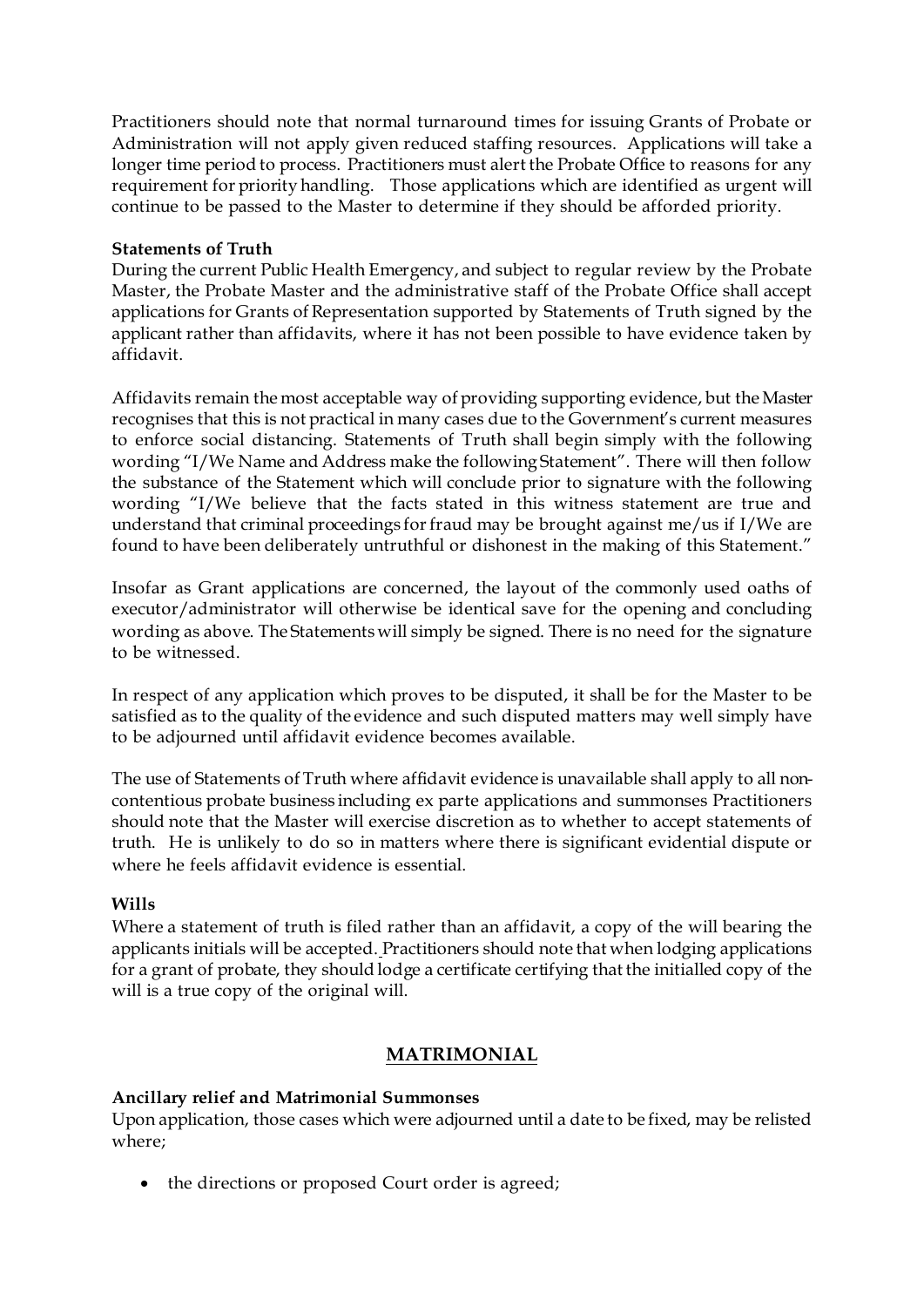Practitioners should note that normal turnaround times for issuing Grants of Probate or Administration will not apply given reduced staffing resources. Applications will take a longer time period to process. Practitioners must alert the Probate Office to reasons for any requirement for priority handling. Those applications which are identified as urgent will continue to be passed to the Master to determine if they should be afforded priority.

**Statements of Truth**

During the current Public Health Emergency, and subject to regular review by the Probate Master, the Probate Master and the administrative staff of the Probate Office shall accept applications for Grants of Representation supported by Statements of Truth signed by the applicant rather than affidavits, where it has not been possible to have evidence taken by affidavit.

Affidavits remain the most acceptable way of providing supporting evidence, but the Master recognises that this is not practical in many cases due to the Government's current measures to enforce social distancing. Statements of Truth shall begin simply with the following wording "I/We Name and Address make the following Statement". There will then follow the substance of the Statement which will conclude prior to signature with the following wording "I/We believe that the facts stated in this witness statement are true and understand that criminal proceedings for fraud may be brought against me/us if I/We are found to have been deliberately untruthful or dishonest in the making of this Statement."

Insofar as Grant applications are concerned, the layout of the commonly used oaths of executor/administrator will otherwise be identical save for the opening and concluding wording as above. The Statements will simply be signed. There is no need for the signature to be witnessed.

In respect of any application which proves to be disputed, it shall be for the Master to be satisfied as to the quality of the evidence and such disputed matters may well simply have to be adjourned until affidavit evidence becomes available.

The use of Statements of Truth where affidavit evidence is unavailable shall apply to all non-contentious probate business including ex parte applications and summonses Practitioners should note that the Master will exercise discretion as to whether to accept statements of truth. He is unlikely to do so in matters where there is significant evidential dispute or where he feels affidavit evidence is essential.

**Wills**

Where a statement of truth is filed rather than an affidavit, a copy of the will bearing the applicants initials will be accepted. Practitioners should note that when lodging applications for a grant of probate, they should lodge a certificate certifying that the initialled copy of the will is a true copy of the original will.

## MATRIMONIAL

**Ancillary relief and Matrimonial Summonses**

Upon application, those cases which were adjourned until a date to be fixed, may be relisted where;

- the directions or proposed Court order is agreed;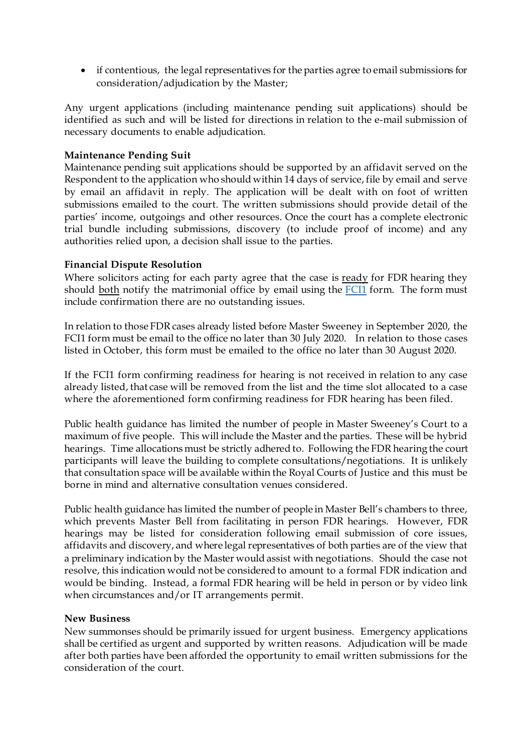- if contentious, the legal representatives for the parties agree to email submissions for consideration/adjudication by the Master;

Any urgent applications (including maintenance pending suit applications) should be identified as such and will be listed for directions in relation to the e-mail submission of necessary documents to enable adjudication.

**Maintenance Pending Suit**

Maintenance pending suit applications should be supported by an affidavit served on the Respondent to the application who should within 14 days of service, file by email and serve by email an affidavit in reply. The application will be dealt with on foot of written submissions emailed to the court. The written submissions should provide detail of the parties' income, outgoings and other resources. Once the court has a complete electronic trial bundle including submissions, discovery (to include proof of income) and any authorities relied upon, a decision shall issue to the parties.

**Financial Dispute Resolution**

Where solicitors acting for each party agree that the case is ready for FDR hearing they should both notify the matrimonial office by email using the FCI1 form. The form must include confirmation there are no outstanding issues.

In relation to those FDR cases already listed before Master Sweeney in September 2020, the FCI1 form must be email to the office no later than 30 July 2020. In relation to those cases listed in October, this form must be emailed to the office no later than 30 August 2020.

If the FCI1 form confirming readiness for hearing is not received in relation to any case already listed, that case will be removed from the list and the time slot allocated to a case where the aforementioned form confirming readiness for FDR hearing has been filed.

Public health guidance has limited the number of people in Master Sweeney's Court to a maximum of five people. This will include the Master and the parties. These will be hybrid hearings. Time allocations must be strictly adhered to. Following the FDR hearing the court participants will leave the building to complete consultations/negotiations. It is unlikely that consultation space will be available within the Royal Courts of Justice and this must be borne in mind and alternative consultation venues considered.

Public health guidance has limited the number of people in Master Bell's chambers to three, which prevents Master Bell from facilitating in person FDR hearings. However, FDR hearings may be listed for consideration following email submission of core issues, affidavits and discovery, and where legal representatives of both parties are of the view that a preliminary indication by the Master would assist with negotiations. Should the case not resolve, this indication would not be considered to amount to a formal FDR indication and would be binding. Instead, a formal FDR hearing will be held in person or by video link when circumstances and/or IT arrangements permit.

**New Business**

New summonses should be primarily issued for urgent business. Emergency applications shall be certified as urgent and supported by written reasons. Adjudication will be made after both parties have been afforded the opportunity to email written submissions for the consideration of the court.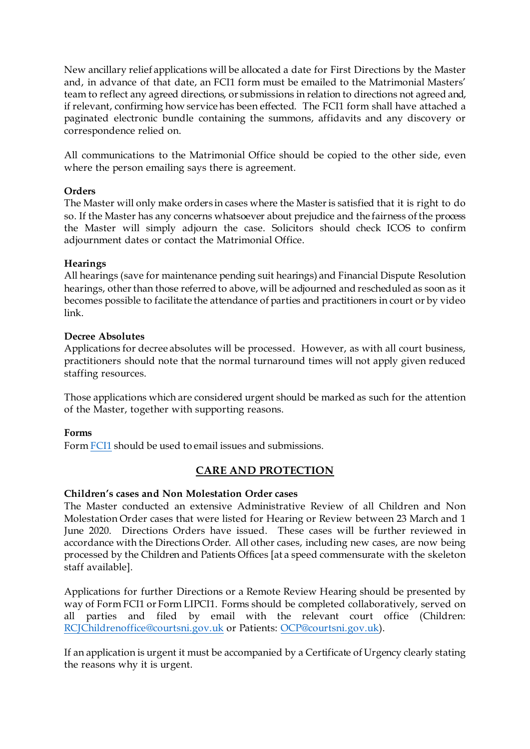New ancillary relief applications will be allocated a date for First Directions by the Master and, in advance of that date, an FCI1 form must be emailed to the Matrimonial Masters' team to reflect any agreed directions, or submissions in relation to directions not agreed and, if relevant, confirming how service has been effected. The FCI1 form shall have attached a paginated electronic bundle containing the summons, affidavits and any discovery or correspondence relied on.

All communications to the Matrimonial Office should be copied to the other side, even where the person emailing says there is agreement.

**Orders**
The Master will only make orders in cases where the Master is satisfied that it is right to do so. If the Master has any concerns whatsoever about prejudice and the fairness of the process the Master will simply adjourn the case. Solicitors should check ICOS to confirm adjournment dates or contact the Matrimonial Office.

**Hearings**
All hearings (save for maintenance pending suit hearings) and Financial Dispute Resolution hearings, other than those referred to above, will be adjourned and rescheduled as soon as it becomes possible to facilitate the attendance of parties and practitioners in court or by video link.

**Decree Absolutes**
Applications for decree absolutes will be processed. However, as with all court business, practitioners should note that the normal turnaround times will not apply given reduced staffing resources.

Those applications which are considered urgent should be marked as such for the attention of the Master, together with supporting reasons.

**Forms**
Form FCI1 should be used to email issues and submissions.

## CARE AND PROTECTION

**Children's cases and Non Molestation Order cases**
The Master conducted an extensive Administrative Review of all Children and Non Molestation Order cases that were listed for Hearing or Review between 23 March and 1 June 2020. Directions Orders have issued. These cases will be further reviewed in accordance with the Directions Order. All other cases, including new cases, are now being processed by the Children and Patients Offices [at a speed commensurate with the skeleton staff available].

Applications for further Directions or a Remote Review Hearing should be presented by way of Form FCI1 or Form LIPCI1. Forms should be completed collaboratively, served on all parties and filed by email with the relevant court office (Children: RCJChildrenoffice@courtsni.gov.uk or Patients: OCP@courtsni.gov.uk).

If an application is urgent it must be accompanied by a Certificate of Urgency clearly stating the reasons why it is urgent.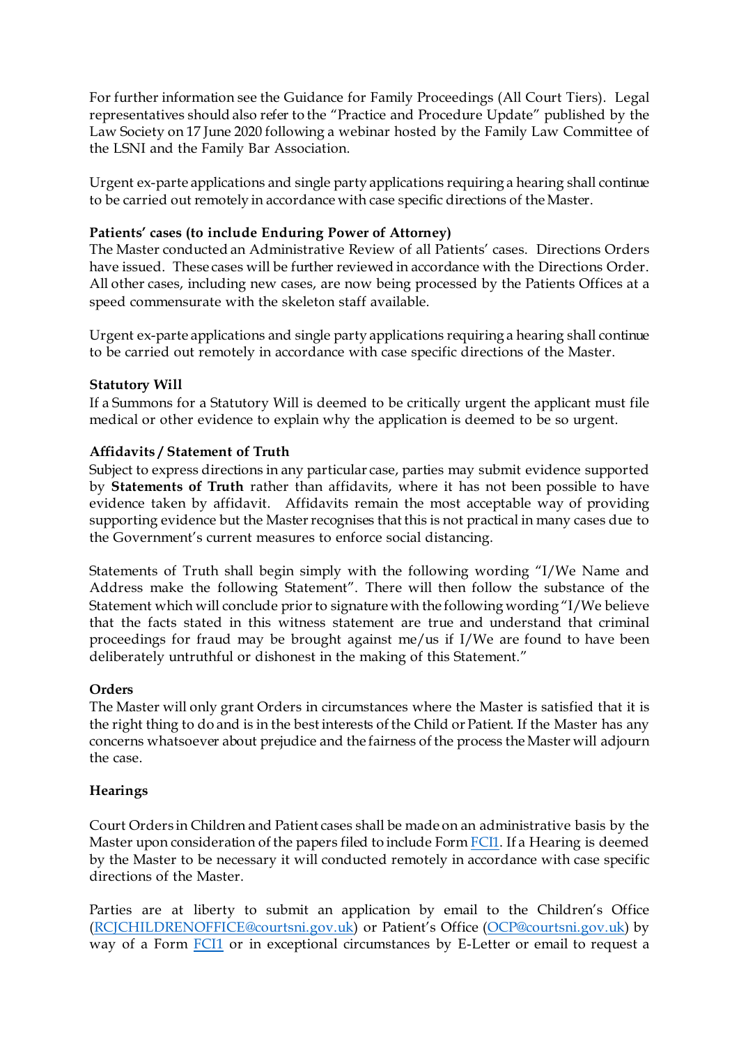For further information see the Guidance for Family Proceedings (All Court Tiers). Legal representatives should also refer to the "Practice and Procedure Update" published by the Law Society on 17 June 2020 following a webinar hosted by the Family Law Committee of the LSNI and the Family Bar Association.

Urgent ex-parte applications and single party applications requiring a hearing shall continue to be carried out remotely in accordance with case specific directions of the Master.

**Patients' cases (to include Enduring Power of Attorney)**

The Master conducted an Administrative Review of all Patients' cases. Directions Orders have issued. These cases will be further reviewed in accordance with the Directions Order. All other cases, including new cases, are now being processed by the Patients Offices at a speed commensurate with the skeleton staff available.

Urgent ex-parte applications and single party applications requiring a hearing shall continue to be carried out remotely in accordance with case specific directions of the Master.

**Statutory Will**

If a Summons for a Statutory Will is deemed to be critically urgent the applicant must file medical or other evidence to explain why the application is deemed to be so urgent.

**Affidavits / Statement of Truth**

Subject to express directions in any particular case, parties may submit evidence supported by **Statements of Truth** rather than affidavits, where it has not been possible to have evidence taken by affidavit. Affidavits remain the most acceptable way of providing supporting evidence but the Master recognises that this is not practical in many cases due to the Government's current measures to enforce social distancing.

Statements of Truth shall begin simply with the following wording "I/We Name and Address make the following Statement". There will then follow the substance of the Statement which will conclude prior to signature with the following wording "I/We believe that the facts stated in this witness statement are true and understand that criminal proceedings for fraud may be brought against me/us if I/We are found to have been deliberately untruthful or dishonest in the making of this Statement."

**Orders**

The Master will only grant Orders in circumstances where the Master is satisfied that it is the right thing to do and is in the best interests of the Child or Patient. If the Master has any concerns whatsoever about prejudice and the fairness of the process the Master will adjourn the case.

**Hearings**

Court Orders in Children and Patient cases shall be made on an administrative basis by the Master upon consideration of the papers filed to include Form FCI1. If a Hearing is deemed by the Master to be necessary it will conducted remotely in accordance with case specific directions of the Master.

Parties are at liberty to submit an application by email to the Children's Office (RCJCHILDRENOFFICE@courtsni.gov.uk) or Patient's Office (OCP@courtsni.gov.uk) by way of a Form FCI1 or in exceptional circumstances by E-Letter or email to request a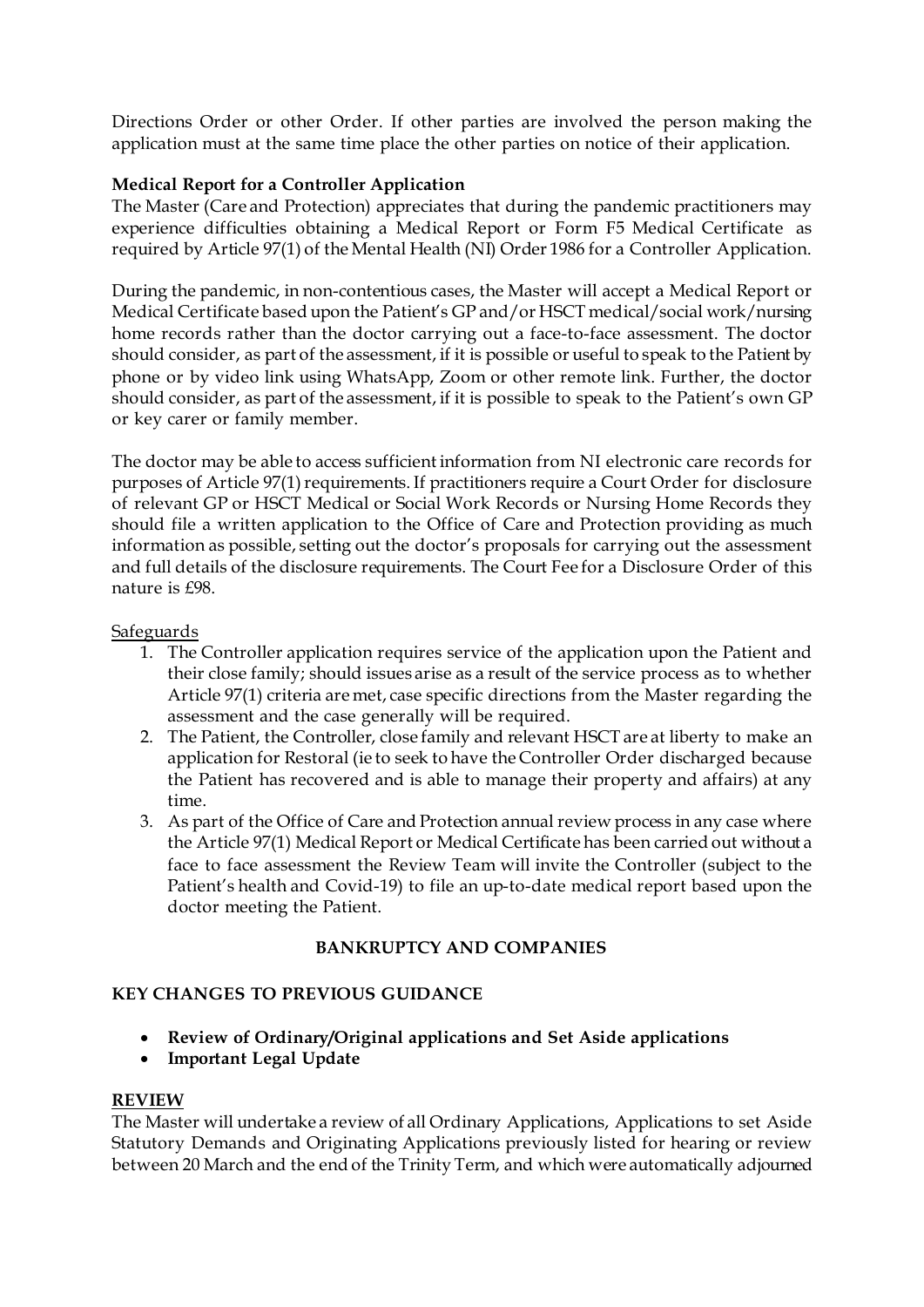Directions Order or other Order. If other parties are involved the person making the application must at the same time place the other parties on notice of their application.

**Medical Report for a Controller Application**

The Master (Care and Protection) appreciates that during the pandemic practitioners may experience difficulties obtaining a Medical Report or Form F5 Medical Certificate as required by Article 97(1) of the Mental Health (NI) Order 1986 for a Controller Application.

During the pandemic, in non-contentious cases, the Master will accept a Medical Report or Medical Certificate based upon the Patient's GP and/or HSCT medical/social work/nursing home records rather than the doctor carrying out a face-to-face assessment. The doctor should consider, as part of the assessment, if it is possible or useful to speak to the Patient by phone or by video link using WhatsApp, Zoom or other remote link. Further, the doctor should consider, as part of the assessment, if it is possible to speak to the Patient's own GP or key carer or family member.

The doctor may be able to access sufficient information from NI electronic care records for purposes of Article 97(1) requirements. If practitioners require a Court Order for disclosure of relevant GP or HSCT Medical or Social Work Records or Nursing Home Records they should file a written application to the Office of Care and Protection providing as much information as possible, setting out the doctor's proposals for carrying out the assessment and full details of the disclosure requirements. The Court Fee for a Disclosure Order of this nature is £98.

Safeguards

1. The Controller application requires service of the application upon the Patient and their close family; should issues arise as a result of the service process as to whether Article 97(1) criteria are met, case specific directions from the Master regarding the assessment and the case generally will be required.
2. The Patient, the Controller, close family and relevant HSCT are at liberty to make an application for Restoral (ie to seek to have the Controller Order discharged because the Patient has recovered and is able to manage their property and affairs) at any time.
3. As part of the Office of Care and Protection annual review process in any case where the Article 97(1) Medical Report or Medical Certificate has been carried out without a face to face assessment the Review Team will invite the Controller (subject to the Patient's health and Covid-19) to file an up-to-date medical report based upon the doctor meeting the Patient.

## BANKRUPTCY AND COMPANIES

**KEY CHANGES TO PREVIOUS GUIDANCE**

- **Review of Ordinary/Original applications and Set Aside applications**
- **Important Legal Update**

**REVIEW**

The Master will undertake a review of all Ordinary Applications, Applications to set Aside Statutory Demands and Originating Applications previously listed for hearing or review between 20 March and the end of the Trinity Term, and which were automatically adjourned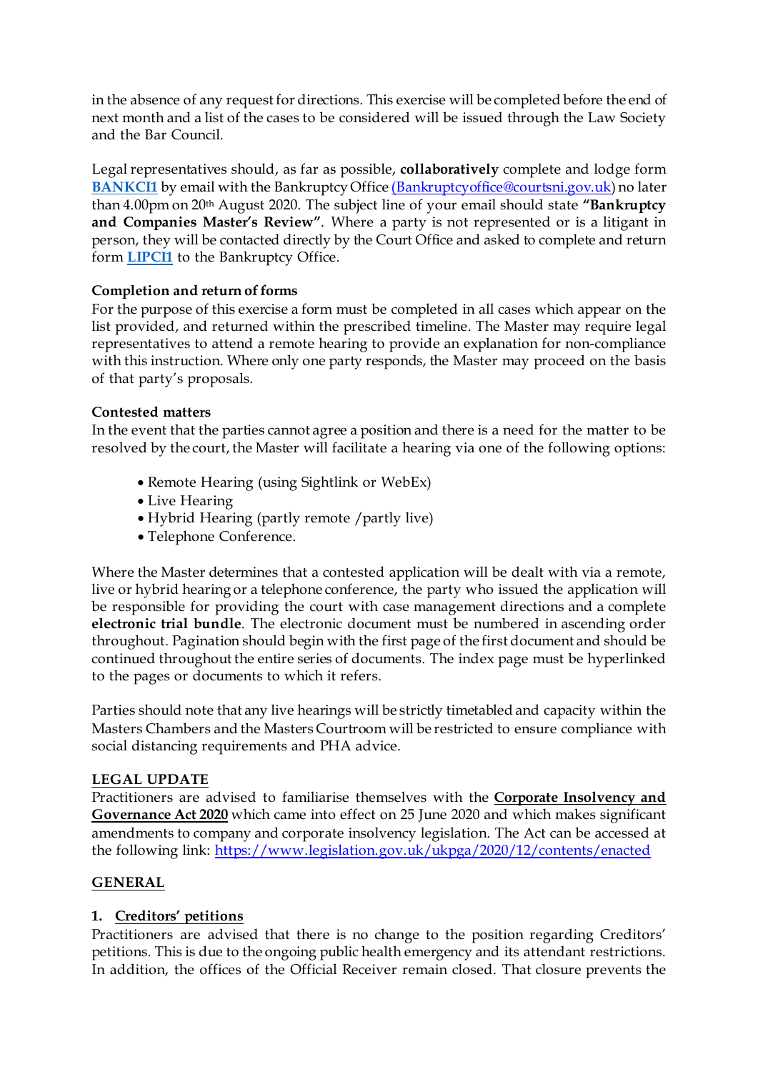in the absence of any request for directions. This exercise will be completed before the end of next month and a list of the cases to be considered will be issued through the Law Society and the Bar Council.

Legal representatives should, as far as possible, **collaboratively** complete and lodge form **BANKCI1** by email with the Bankruptcy Office (Bankruptcyoffice@courtsni.gov.uk) no later than 4.00pm on 20th August 2020. The subject line of your email should state **"Bankruptcy and Companies Master's Review"**. Where a party is not represented or is a litigant in person, they will be contacted directly by the Court Office and asked to complete and return form **LIPCI1** to the Bankruptcy Office.

**Completion and return of forms**

For the purpose of this exercise a form must be completed in all cases which appear on the list provided, and returned within the prescribed timeline. The Master may require legal representatives to attend a remote hearing to provide an explanation for non-compliance with this instruction. Where only one party responds, the Master may proceed on the basis of that party's proposals.

**Contested matters**

In the event that the parties cannot agree a position and there is a need for the matter to be resolved by the court, the Master will facilitate a hearing via one of the following options:

- Remote Hearing (using Sightlink or WebEx)
- Live Hearing
- Hybrid Hearing (partly remote /partly live)
- Telephone Conference.

Where the Master determines that a contested application will be dealt with via a remote, live or hybrid hearing or a telephone conference, the party who issued the application will be responsible for providing the court with case management directions and a complete **electronic trial bundle**. The electronic document must be numbered in ascending order throughout. Pagination should begin with the first page of the first document and should be continued throughout the entire series of documents. The index page must be hyperlinked to the pages or documents to which it refers.

Parties should note that any live hearings will be strictly timetabled and capacity within the Masters Chambers and the Masters Courtroom will be restricted to ensure compliance with social distancing requirements and PHA advice.

## LEGAL UPDATE

Practitioners are advised to familiarise themselves with the **Corporate Insolvency and Governance Act 2020** which came into effect on 25 June 2020 and which makes significant amendments to company and corporate insolvency legislation. The Act can be accessed at the following link: https://www.legislation.gov.uk/ukpga/2020/12/contents/enacted

## GENERAL

### 1. Creditors' petitions

Practitioners are advised that there is no change to the position regarding Creditors' petitions. This is due to the ongoing public health emergency and its attendant restrictions. In addition, the offices of the Official Receiver remain closed. That closure prevents the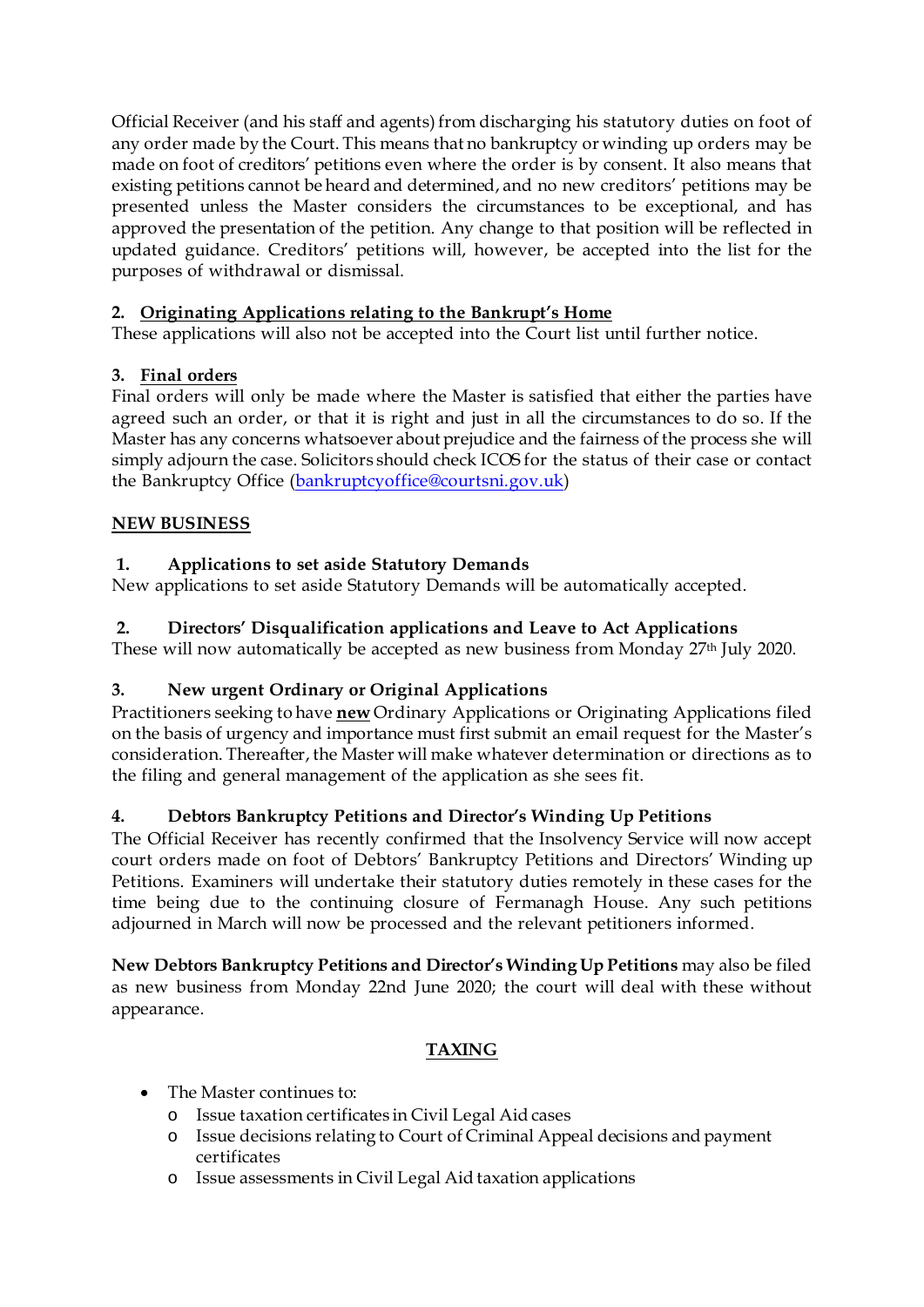Official Receiver (and his staff and agents) from discharging his statutory duties on foot of any order made by the Court. This means that no bankruptcy or winding up orders may be made on foot of creditors' petitions even where the order is by consent. It also means that existing petitions cannot be heard and determined, and no new creditors' petitions may be presented unless the Master considers the circumstances to be exceptional, and has approved the presentation of the petition. Any change to that position will be reflected in updated guidance. Creditors' petitions will, however, be accepted into the list for the purposes of withdrawal or dismissal.

**2. Originating Applications relating to the Bankrupt's Home**

These applications will also not be accepted into the Court list until further notice.

**3. Final orders**

Final orders will only be made where the Master is satisfied that either the parties have agreed such an order, or that it is right and just in all the circumstances to do so. If the Master has any concerns whatsoever about prejudice and the fairness of the process she will simply adjourn the case. Solicitors should check ICOS for the status of their case or contact the Bankruptcy Office (bankruptcyoffice@courtsni.gov.uk)

## NEW BUSINESS

**1. Applications to set aside Statutory Demands**

New applications to set aside Statutory Demands will be automatically accepted.

**2. Directors' Disqualification applications and Leave to Act Applications**

These will now automatically be accepted as new business from Monday 27th July 2020.

**3. New urgent Ordinary or Original Applications**

Practitioners seeking to have **new** Ordinary Applications or Originating Applications filed on the basis of urgency and importance must first submit an email request for the Master's consideration. Thereafter, the Master will make whatever determination or directions as to the filing and general management of the application as she sees fit.

**4. Debtors Bankruptcy Petitions and Director's Winding Up Petitions**

The Official Receiver has recently confirmed that the Insolvency Service will now accept court orders made on foot of Debtors' Bankruptcy Petitions and Directors' Winding up Petitions. Examiners will undertake their statutory duties remotely in these cases for the time being due to the continuing closure of Fermanagh House. Any such petitions adjourned in March will now be processed and the relevant petitioners informed.

**New Debtors Bankruptcy Petitions and Director's Winding Up Petitions** may also be filed as new business from Monday 22nd June 2020; the court will deal with these without appearance.

## TAXING

- The Master continues to:
  - Issue taxation certificates in Civil Legal Aid cases
  - Issue decisions relating to Court of Criminal Appeal decisions and payment certificates
  - Issue assessments in Civil Legal Aid taxation applications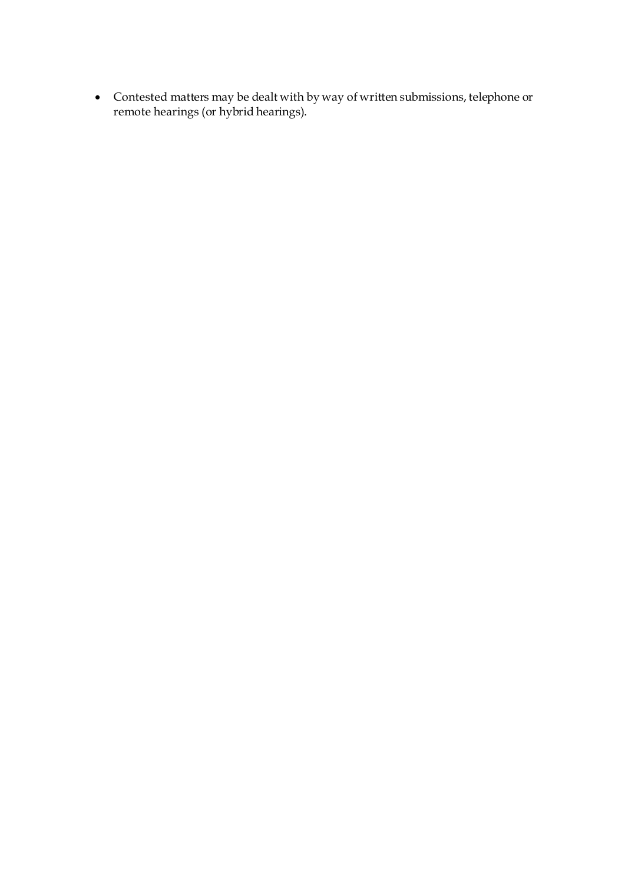- Contested matters may be dealt with by way of written submissions, telephone or remote hearings (or hybrid hearings).